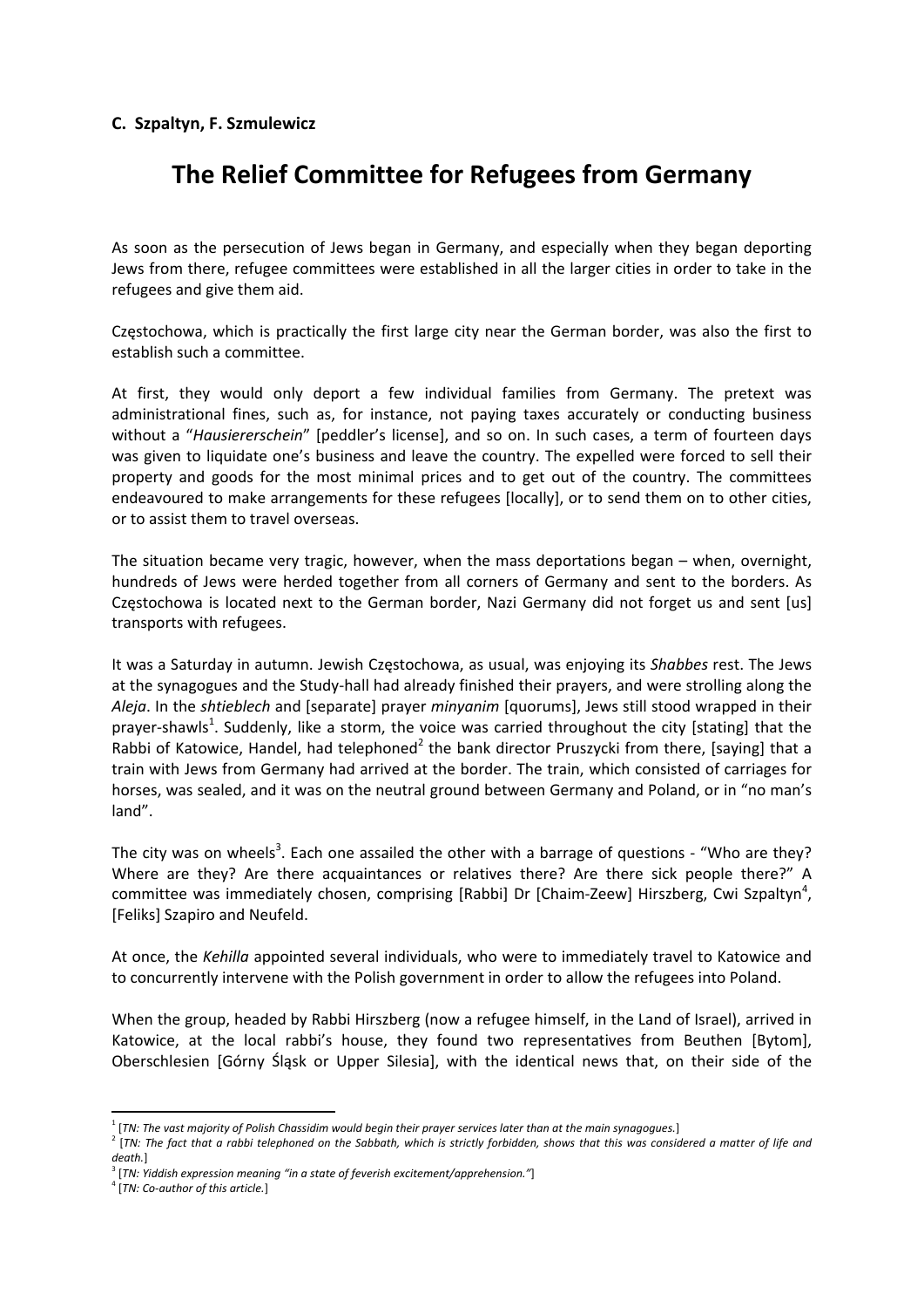**C. Szpaltyn, F. Szmulewicz**

# The Relief Committee for Refugees from Germany

As soon as the persecution of Jews began in Germany, and especially when they began deporting Jews from there, refugee committees were established in all the larger cities in order to take in the refugees and give them aid.

Częstochowa, which is practically the first large city near the German border, was also the first to establish such a committee.

At first, they would only deport a few individual families from Germany. The pretext was administrational fines, such as, for instance, not paying taxes accurately or conducting business without a "*Hausiererschein*" [peddler's license], and so on. In such cases, a term of fourteen days was given to liquidate one's business and leave the country. The expelled were forced to sell their property and goods for the most minimal prices and to get out of the country. The committees endeavoured to make arrangements for these refugees [locally], or to send them on to other cities, or to assist them to travel overseas.

The situation became very tragic, however, when the mass deportations began – when, overnight, hundreds of Jews were herded together from all corners of Germany and sent to the borders. As Częstochowa is located next to the German border, Nazi Germany did not forget us and sent [us] transports with refugees.

It was a Saturday in autumn. Jewish Częstochowa, as usual, was enjoying its *Shabbes* rest. The Jews at the synagogues and the Study-hall had already finished their prayers, and were strolling along the *Aleja*. In the *shtieblech* and [separate] prayer *minyanim* [quorums], Jews still stood wrapped in their prayer-shawls[1]. Suddenly, like a storm, the voice was carried throughout the city [stating] that the Rabbi of Katowice, Handel, had telephoned[2] the bank director Pruszycki from there, [saying] that a train with Jews from Germany had arrived at the border. The train, which consisted of carriages for horses, was sealed, and it was on the neutral ground between Germany and Poland, or in "no man's land".

The city was on wheels[3]. Each one assailed the other with a barrage of questions - "Who are they? Where are they? Are there acquaintances or relatives there? Are there sick people there?" A committee was immediately chosen, comprising [Rabbi] Dr [Chaim-Zeew] Hirszberg, Cwi Szpaltyn[4], [Feliks] Szapiro and Neufeld.

At once, the *Kehilla* appointed several individuals, who were to immediately travel to Katowice and to concurrently intervene with the Polish government in order to allow the refugees into Poland.

When the group, headed by Rabbi Hirszberg (now a refugee himself, in the Land of Israel), arrived in Katowice, at the local rabbi's house, they found two representatives from Beuthen [Bytom], Oberschlesien [Górny Śląsk or Upper Silesia], with the identical news that, on their side of the

---

[1] [*TN: The vast majority of Polish Chassidim would begin their prayer services later than at the main synagogues.*]

[2] [*TN: The fact that a rabbi telephoned on the Sabbath, which is strictly forbidden, shows that this was considered a matter of life and death.*]

[3] [*TN: Yiddish expression meaning "in a state of feverish excitement/apprehension."*]

[4] [*TN: Co-author of this article.*]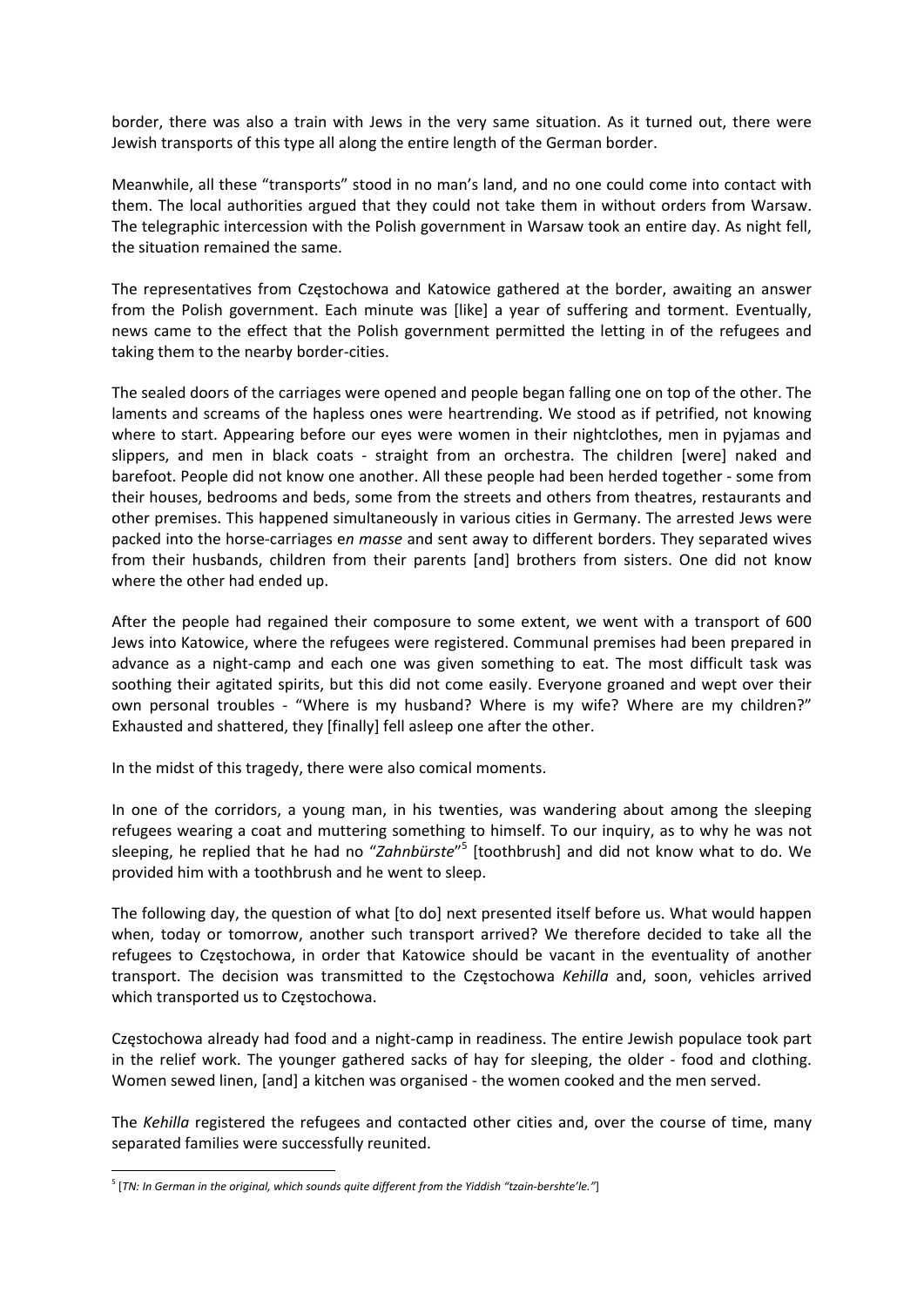border, there was also a train with Jews in the very same situation. As it turned out, there were Jewish transports of this type all along the entire length of the German border.

Meanwhile, all these "transports" stood in no man's land, and no one could come into contact with them. The local authorities argued that they could not take them in without orders from Warsaw. The telegraphic intercession with the Polish government in Warsaw took an entire day. As night fell, the situation remained the same.

The representatives from Częstochowa and Katowice gathered at the border, awaiting an answer from the Polish government. Each minute was [like] a year of suffering and torment. Eventually, news came to the effect that the Polish government permitted the letting in of the refugees and taking them to the nearby border-cities.

The sealed doors of the carriages were opened and people began falling one on top of the other. The laments and screams of the hapless ones were heartrending. We stood as if petrified, not knowing where to start. Appearing before our eyes were women in their nightclothes, men in pyjamas and slippers, and men in black coats - straight from an orchestra. The children [were] naked and barefoot. People did not know one another. All these people had been herded together - some from their houses, bedrooms and beds, some from the streets and others from theatres, restaurants and other premises. This happened simultaneously in various cities in Germany. The arrested Jews were packed into the horse-carriages e*n masse* and sent away to different borders. They separated wives from their husbands, children from their parents [and] brothers from sisters. One did not know where the other had ended up.

After the people had regained their composure to some extent, we went with a transport of 600 Jews into Katowice, where the refugees were registered. Communal premises had been prepared in advance as a night-camp and each one was given something to eat. The most difficult task was soothing their agitated spirits, but this did not come easily. Everyone groaned and wept over their own personal troubles - "Where is my husband? Where is my wife? Where are my children?" Exhausted and shattered, they [finally] fell asleep one after the other.

In the midst of this tragedy, there were also comical moments.

In one of the corridors, a young man, in his twenties, was wandering about among the sleeping refugees wearing a coat and muttering something to himself. To our inquiry, as to why he was not sleeping, he replied that he had no "*Zahnbürste*"[5] [toothbrush] and did not know what to do. We provided him with a toothbrush and he went to sleep.

The following day, the question of what [to do] next presented itself before us. What would happen when, today or tomorrow, another such transport arrived? We therefore decided to take all the refugees to Częstochowa, in order that Katowice should be vacant in the eventuality of another transport. The decision was transmitted to the Częstochowa *Kehilla* and, soon, vehicles arrived which transported us to Częstochowa.

Częstochowa already had food and a night-camp in readiness. The entire Jewish populace took part in the relief work. The younger gathered sacks of hay for sleeping, the older - food and clothing. Women sewed linen, [and] a kitchen was organised - the women cooked and the men served.

The *Kehilla* registered the refugees and contacted other cities and, over the course of time, many separated families were successfully reunited.

---

[5] [*TN: In German in the original, which sounds quite different from the Yiddish "tzain-bershte'le."*]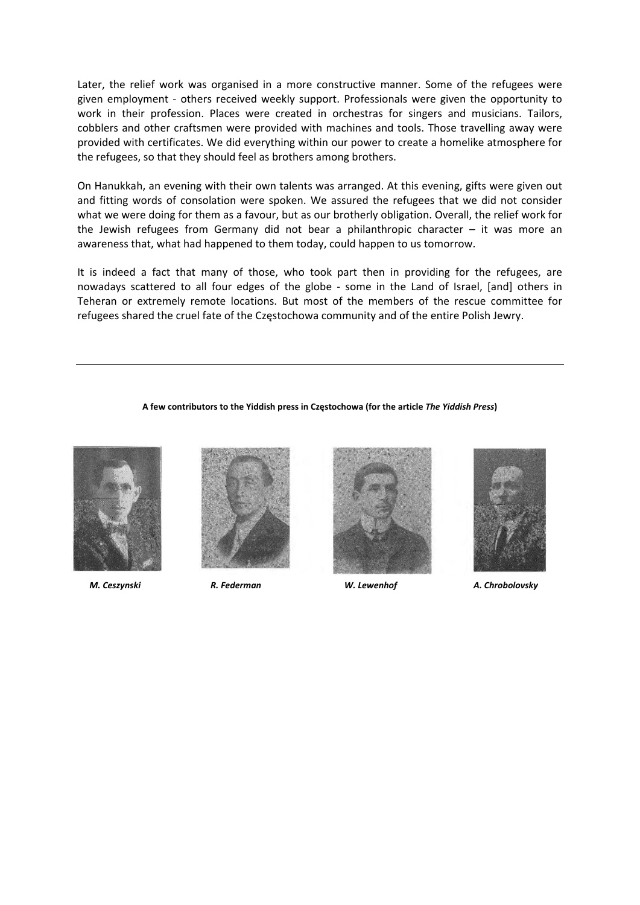Later, the relief work was organised in a more constructive manner. Some of the refugees were given employment - others received weekly support. Professionals were given the opportunity to work in their profession. Places were created in orchestras for singers and musicians. Tailors, cobblers and other craftsmen were provided with machines and tools. Those travelling away were provided with certificates. We did everything within our power to create a homelike atmosphere for the refugees, so that they should feel as brothers among brothers.

On Hanukkah, an evening with their own talents was arranged. At this evening, gifts were given out and fitting words of consolation were spoken. We assured the refugees that we did not consider what we were doing for them as a favour, but as our brotherly obligation. Overall, the relief work for the Jewish refugees from Germany did not bear a philanthropic character – it was more an awareness that, what had happened to them today, could happen to us tomorrow.

It is indeed a fact that many of those, who took part then in providing for the refugees, are nowadays scattered to all four edges of the globe - some in the Land of Israel, [and] others in Teheran or extremely remote locations. But most of the members of the rescue committee for refugees shared the cruel fate of the Częstochowa community and of the entire Polish Jewry.

---

**A few contributors to the Yiddish press in Częstochowa (for the article *The Yiddish Press*)**

***M. Ceszynski*** ***R. Federman*** ***W. Lewenhof*** ***A. Chrobolovsky***